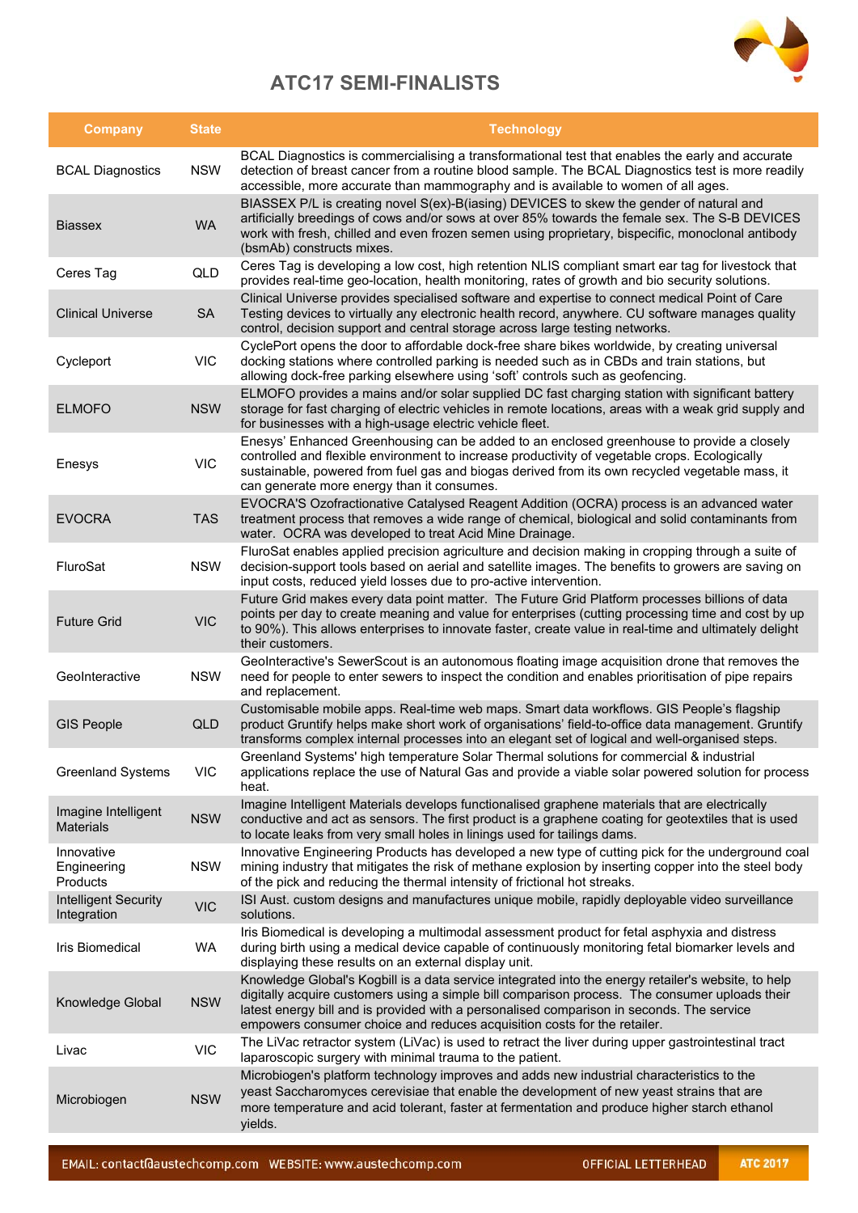# ATC17 SEMI-FINALISTS

| Company | State | Technology |
|---|---|---|
| BCAL Diagnostics | NSW | BCAL Diagnostics is commercialising a transformational test that enables the early and accurate detection of breast cancer from a routine blood sample. The BCAL Diagnostics test is more readily accessible, more accurate than mammography and is available to women of all ages. |
| Biassex | WA | BIASSEX P/L is creating novel S(ex)-B(iasing) DEVICES to skew the gender of natural and artificially breedings of cows and/or sows at over 85% towards the female sex. The S-B DEVICES work with fresh, chilled and even frozen semen using proprietary, bispecific, monoclonal antibody (bsmAb) constructs mixes. |
| Ceres Tag | QLD | Ceres Tag is developing a low cost, high retention NLIS compliant smart ear tag for livestock that provides real-time geo-location, health monitoring, rates of growth and bio security solutions. |
| Clinical Universe | SA | Clinical Universe provides specialised software and expertise to connect medical Point of Care Testing devices to virtually any electronic health record, anywhere. CU software manages quality control, decision support and central storage across large testing networks. |
| Cycleport | VIC | CyclePort opens the door to affordable dock-free share bikes worldwide, by creating universal docking stations where controlled parking is needed such as in CBDs and train stations, but allowing dock-free parking elsewhere using 'soft' controls such as geofencing. |
| ELMOFO | NSW | ELMOFO provides a mains and/or solar supplied DC fast charging station with significant battery storage for fast charging of electric vehicles in remote locations, areas with a weak grid supply and for businesses with a high-usage electric vehicle fleet. |
| Enesys | VIC | Enesys' Enhanced Greenhousing can be added to an enclosed greenhouse to provide a closely controlled and flexible environment to increase productivity of vegetable crops. Ecologically sustainable, powered from fuel gas and biogas derived from its own recycled vegetable mass, it can generate more energy than it consumes. |
| EVOCRA | TAS | EVOCRA'S Ozofractionative Catalysed Reagent Addition (OCRA) process is an advanced water treatment process that removes a wide range of chemical, biological and solid contaminants from water. OCRA was developed to treat Acid Mine Drainage. |
| FluroSat | NSW | FluroSat enables applied precision agriculture and decision making in cropping through a suite of decision-support tools based on aerial and satellite images. The benefits to growers are saving on input costs, reduced yield losses due to pro-active intervention. |
| Future Grid | VIC | Future Grid makes every data point matter. The Future Grid Platform processes billions of data points per day to create meaning and value for enterprises (cutting processing time and cost by up to 90%). This allows enterprises to innovate faster, create value in real-time and ultimately delight their customers. |
| GeoInteractive | NSW | GeoInteractive's SewerScout is an autonomous floating image acquisition drone that removes the need for people to enter sewers to inspect the condition and enables prioritisation of pipe repairs and replacement. |
| GIS People | QLD | Customisable mobile apps. Real-time web maps. Smart data workflows. GIS People's flagship product Gruntify helps make short work of organisations' field-to-office data management. Gruntify transforms complex internal processes into an elegant set of logical and well-organised steps. |
| Greenland Systems | VIC | Greenland Systems' high temperature Solar Thermal solutions for commercial & industrial applications replace the use of Natural Gas and provide a viable solar powered solution for process heat. |
| Imagine Intelligent Materials | NSW | Imagine Intelligent Materials develops functionalised graphene materials that are electrically conductive and act as sensors. The first product is a graphene coating for geotextiles that is used to locate leaks from very small holes in linings used for tailings dams. |
| Innovative Engineering Products | NSW | Innovative Engineering Products has developed a new type of cutting pick for the underground coal mining industry that mitigates the risk of methane explosion by inserting copper into the steel body of the pick and reducing the thermal intensity of frictional hot streaks. |
| Intelligent Security Integration | VIC | ISI Aust. custom designs and manufactures unique mobile, rapidly deployable video surveillance solutions. |
| Iris Biomedical | WA | Iris Biomedical is developing a multimodal assessment product for fetal asphyxia and distress during birth using a medical device capable of continuously monitoring fetal biomarker levels and displaying these results on an external display unit. |
| Knowledge Global | NSW | Knowledge Global's Kogbill is a data service integrated into the energy retailer's website, to help digitally acquire customers using a simple bill comparison process. The consumer uploads their latest energy bill and is provided with a personalised comparison in seconds. The service empowers consumer choice and reduces acquisition costs for the retailer. |
| Livac | VIC | The LiVac retractor system (LiVac) is used to retract the liver during upper gastrointestinal tract laparoscopic surgery with minimal trauma to the patient. |
| Microbiogen | NSW | Microbiogen's platform technology improves and adds new industrial characteristics to the yeast Saccharomyces cerevisiae that enable the development of new yeast strains that are more temperature and acid tolerant, faster at fermentation and produce higher starch ethanol yields. |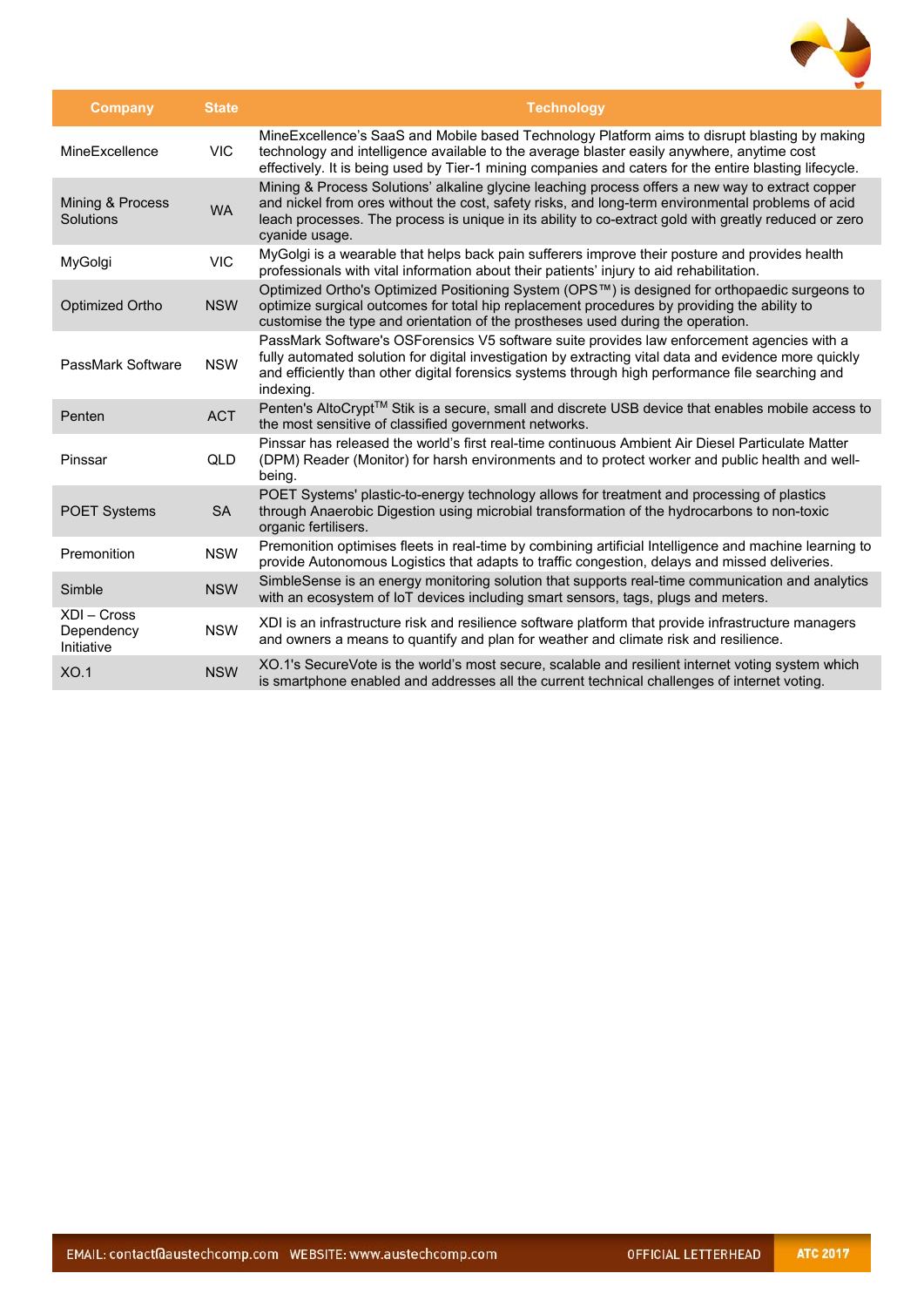| Company | State | Technology |
| --- | --- | --- |
| MineExcellence | VIC | MineExcellence's SaaS and Mobile based Technology Platform aims to disrupt blasting by making technology and intelligence available to the average blaster easily anywhere, anytime cost effectively. It is being used by Tier-1 mining companies and caters for the entire blasting lifecycle. |
| Mining & Process Solutions | WA | Mining & Process Solutions' alkaline glycine leaching process offers a new way to extract copper and nickel from ores without the cost, safety risks, and long-term environmental problems of acid leach processes. The process is unique in its ability to co-extract gold with greatly reduced or zero cyanide usage. |
| MyGolgi | VIC | MyGolgi is a wearable that helps back pain sufferers improve their posture and provides health professionals with vital information about their patients' injury to aid rehabilitation. |
| Optimized Ortho | NSW | Optimized Ortho's Optimized Positioning System (OPS™) is designed for orthopaedic surgeons to optimize surgical outcomes for total hip replacement procedures by providing the ability to customise the type and orientation of the prostheses used during the operation. |
| PassMark Software | NSW | PassMark Software's OSForensics V5 software suite provides law enforcement agencies with a fully automated solution for digital investigation by extracting vital data and evidence more quickly and efficiently than other digital forensics systems through high performance file searching and indexing. |
| Penten | ACT | Penten's AltoCrypt™ Stik is a secure, small and discrete USB device that enables mobile access to the most sensitive of classified government networks. |
| Pinssar | QLD | Pinssar has released the world's first real-time continuous Ambient Air Diesel Particulate Matter (DPM) Reader (Monitor) for harsh environments and to protect worker and public health and well-being. |
| POET Systems | SA | POET Systems' plastic-to-energy technology allows for treatment and processing of plastics through Anaerobic Digestion using microbial transformation of the hydrocarbons to non-toxic organic fertilisers. |
| Premonition | NSW | Premonition optimises fleets in real-time by combining artificial Intelligence and machine learning to provide Autonomous Logistics that adapts to traffic congestion, delays and missed deliveries. |
| Simble | NSW | SimbleSense is an energy monitoring solution that supports real-time communication and analytics with an ecosystem of IoT devices including smart sensors, tags, plugs and meters. |
| XDI – Cross Dependency Initiative | NSW | XDI is an infrastructure risk and resilience software platform that provide infrastructure managers and owners a means to quantify and plan for weather and climate risk and resilience. |
| XO.1 | NSW | XO.1's SecureVote is the world's most secure, scalable and resilient internet voting system which is smartphone enabled and addresses all the current technical challenges of internet voting. |